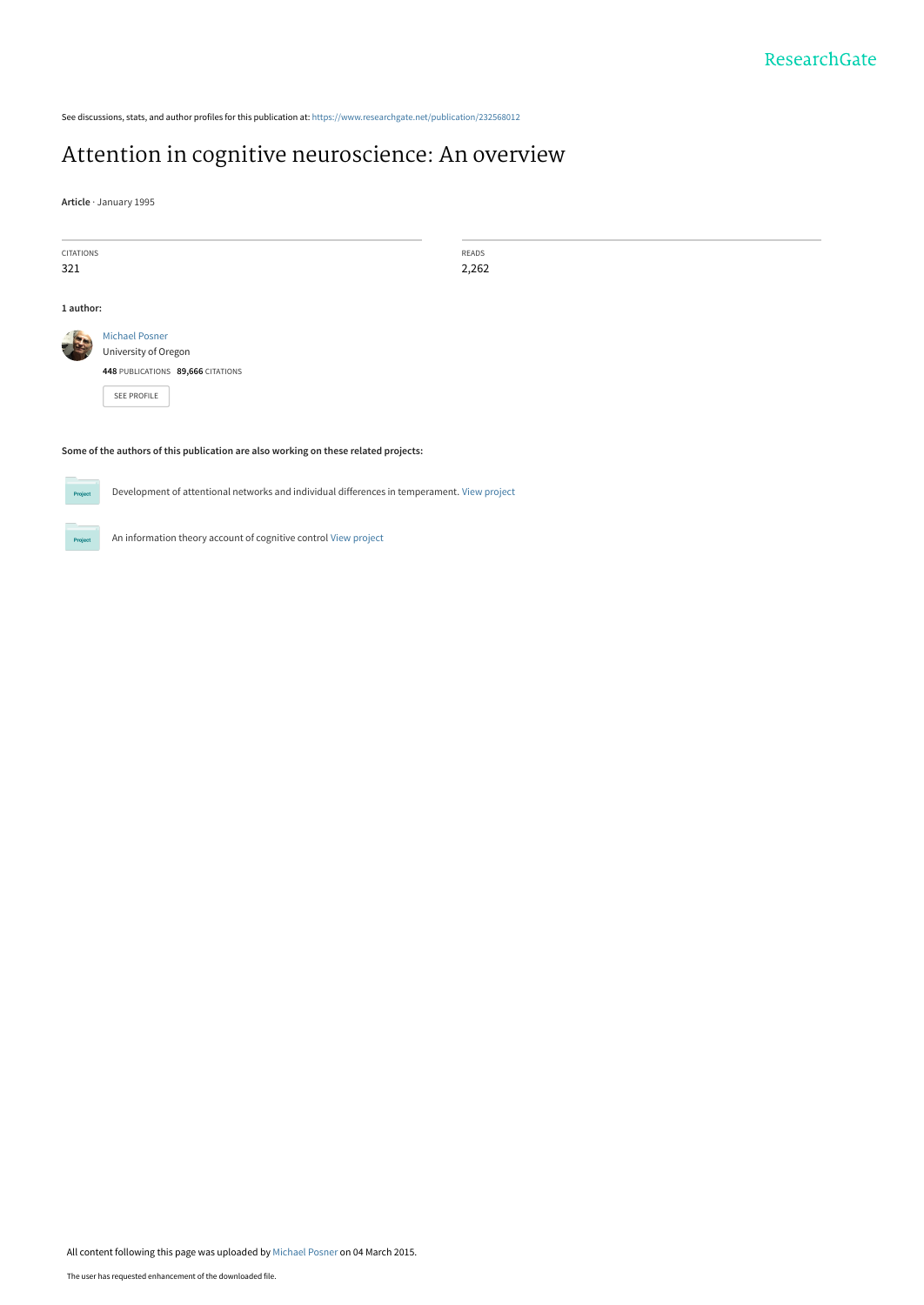See discussions, stats, and author profiles for this publication at: https://www.researchgate.net/publication/232568012

# Attention in cognitive neuroscience: An overview

**Article** · January 1995

| CITATIONS | READS |
|---|---|
| 321 | 2,262 |

**1 author:**

Michael Posner
University of Oregon
**448** PUBLICATIONS **89,666** CITATIONS

SEE PROFILE

**Some of the authors of this publication are also working on these related projects:**

Development of attentional networks and individual differences in temperament. View project

An information theory account of cognitive control View project

All content following this page was uploaded by Michael Posner on 04 March 2015.

The user has requested enhancement of the downloaded file.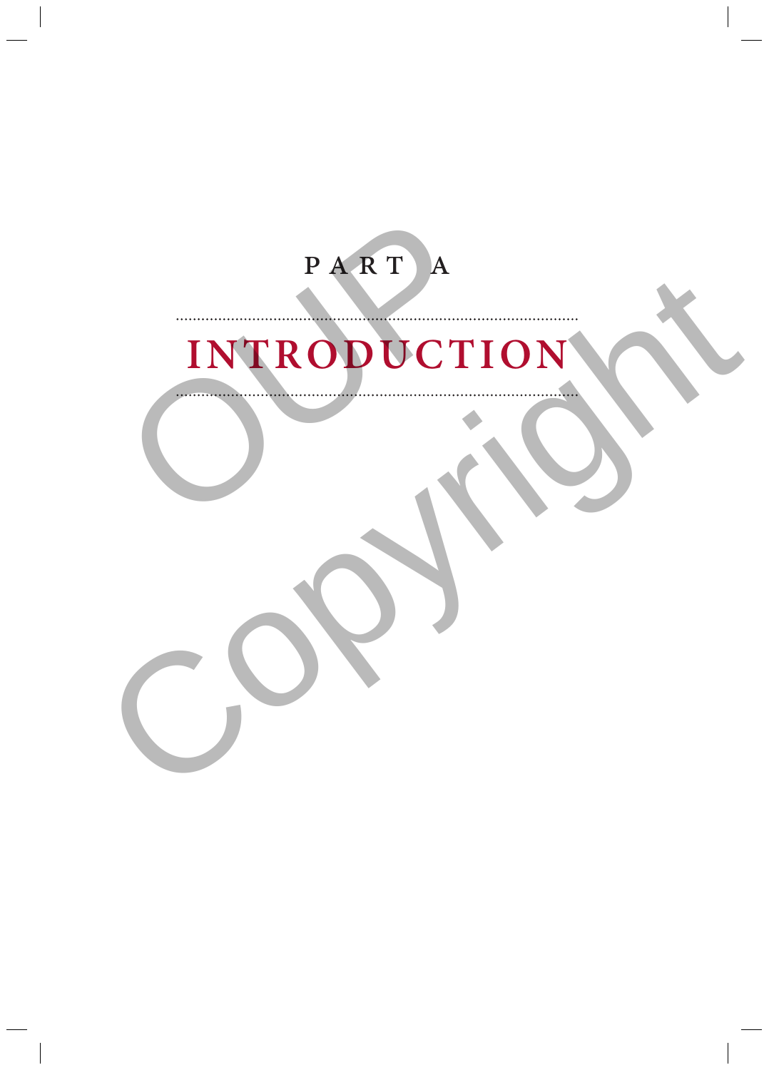# PART A

# INTRODUCTION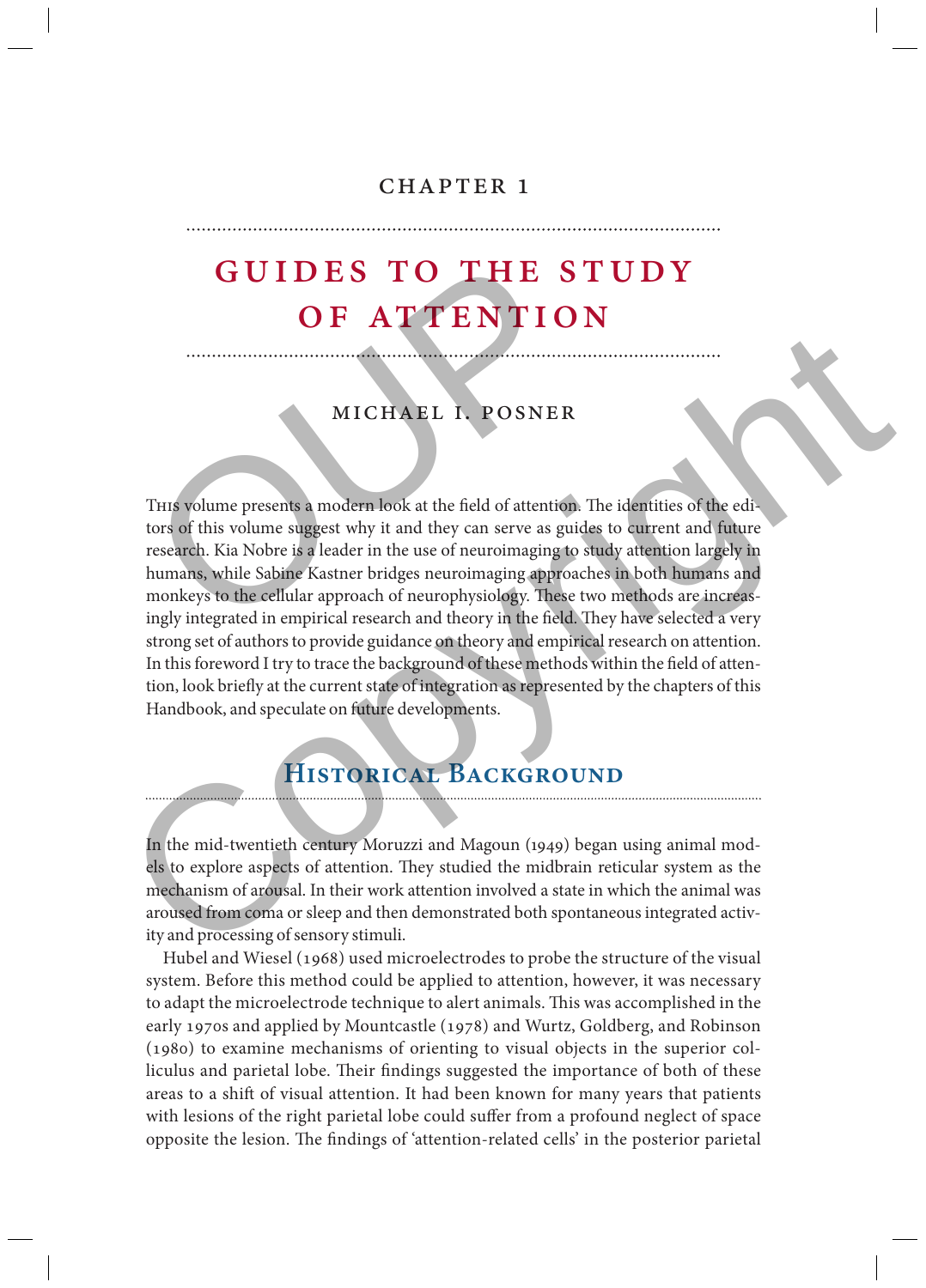# CHAPTER 1

# GUIDES TO THE STUDY OF ATTENTION

MICHAEL I. POSNER

This volume presents a modern look at the field of attention. The identities of the editors of this volume suggest why it and they can serve as guides to current and future research. Kia Nobre is a leader in the use of neuroimaging to study attention largely in humans, while Sabine Kastner bridges neuroimaging approaches in both humans and monkeys to the cellular approach of neurophysiology. These two methods are increasingly integrated in empirical research and theory in the field. They have selected a very strong set of authors to provide guidance on theory and empirical research on attention. In this foreword I try to trace the background of these methods within the field of attention, look briefly at the current state of integration as represented by the chapters of this Handbook, and speculate on future developments.

## Historical Background

In the mid-twentieth century Moruzzi and Magoun (1949) began using animal models to explore aspects of attention. They studied the midbrain reticular system as the mechanism of arousal. In their work attention involved a state in which the animal was aroused from coma or sleep and then demonstrated both spontaneous integrated activity and processing of sensory stimuli.

Hubel and Wiesel (1968) used microelectrodes to probe the structure of the visual system. Before this method could be applied to attention, however, it was necessary to adapt the microelectrode technique to alert animals. This was accomplished in the early 1970s and applied by Mountcastle (1978) and Wurtz, Goldberg, and Robinson (1980) to examine mechanisms of orienting to visual objects in the superior colliculus and parietal lobe. Their findings suggested the importance of both of these areas to a shift of visual attention. It had been known for many years that patients with lesions of the right parietal lobe could suffer from a profound neglect of space opposite the lesion. The findings of 'attention-related cells' in the posterior parietal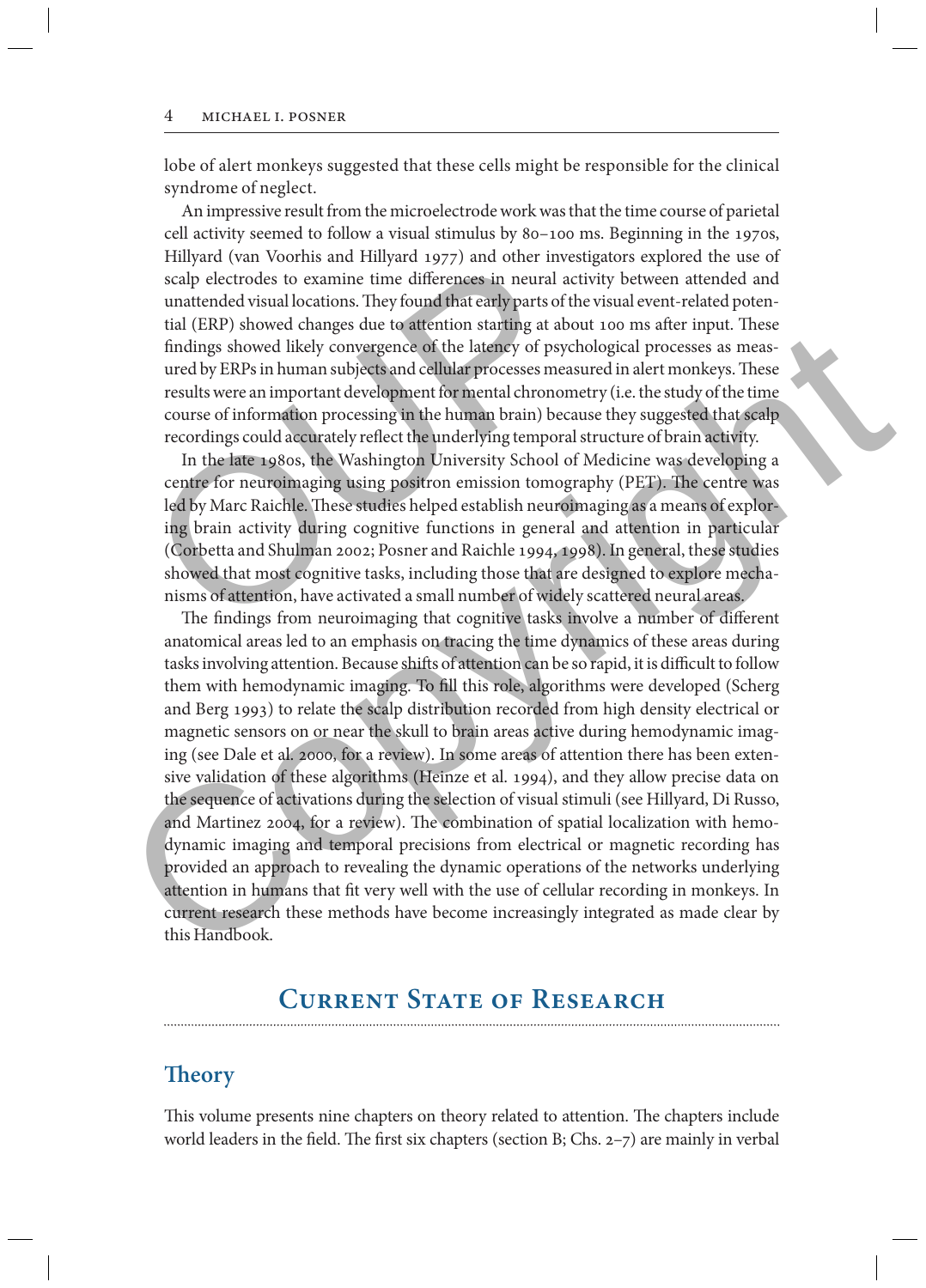lobe of alert monkeys suggested that these cells might be responsible for the clinical syndrome of neglect.

An impressive result from the microelectrode work was that the time course of parietal cell activity seemed to follow a visual stimulus by 80–100 ms. Beginning in the 1970s, Hillyard (van Voorhis and Hillyard 1977) and other investigators explored the use of scalp electrodes to examine time differences in neural activity between attended and unattended visual locations. They found that early parts of the visual event-related potential (ERP) showed changes due to attention starting at about 100 ms after input. These findings showed likely convergence of the latency of psychological processes as measured by ERPs in human subjects and cellular processes measured in alert monkeys. These results were an important development for mental chronometry (i.e. the study of the time course of information processing in the human brain) because they suggested that scalp recordings could accurately reflect the underlying temporal structure of brain activity.

In the late 1980s, the Washington University School of Medicine was developing a centre for neuroimaging using positron emission tomography (PET). The centre was led by Marc Raichle. These studies helped establish neuroimaging as a means of exploring brain activity during cognitive functions in general and attention in particular (Corbetta and Shulman 2002; Posner and Raichle 1994, 1998). In general, these studies showed that most cognitive tasks, including those that are designed to explore mechanisms of attention, have activated a small number of widely scattered neural areas.

The findings from neuroimaging that cognitive tasks involve a number of different anatomical areas led to an emphasis on tracing the time dynamics of these areas during tasks involving attention. Because shifts of attention can be so rapid, it is difficult to follow them with hemodynamic imaging. To fill this role, algorithms were developed (Scherg and Berg 1993) to relate the scalp distribution recorded from high density electrical or magnetic sensors on or near the skull to brain areas active during hemodynamic imaging (see Dale et al. 2000, for a review). In some areas of attention there has been extensive validation of these algorithms (Heinze et al. 1994), and they allow precise data on the sequence of activations during the selection of visual stimuli (see Hillyard, Di Russo, and Martinez 2004, for a review). The combination of spatial localization with hemodynamic imaging and temporal precisions from electrical or magnetic recording has provided an approach to revealing the dynamic operations of the networks underlying attention in humans that fit very well with the use of cellular recording in monkeys. In current research these methods have become increasingly integrated as made clear by this Handbook.

## Current State of Research

### Theory

This volume presents nine chapters on theory related to attention. The chapters include world leaders in the field. The first six chapters (section B; Chs. 2–7) are mainly in verbal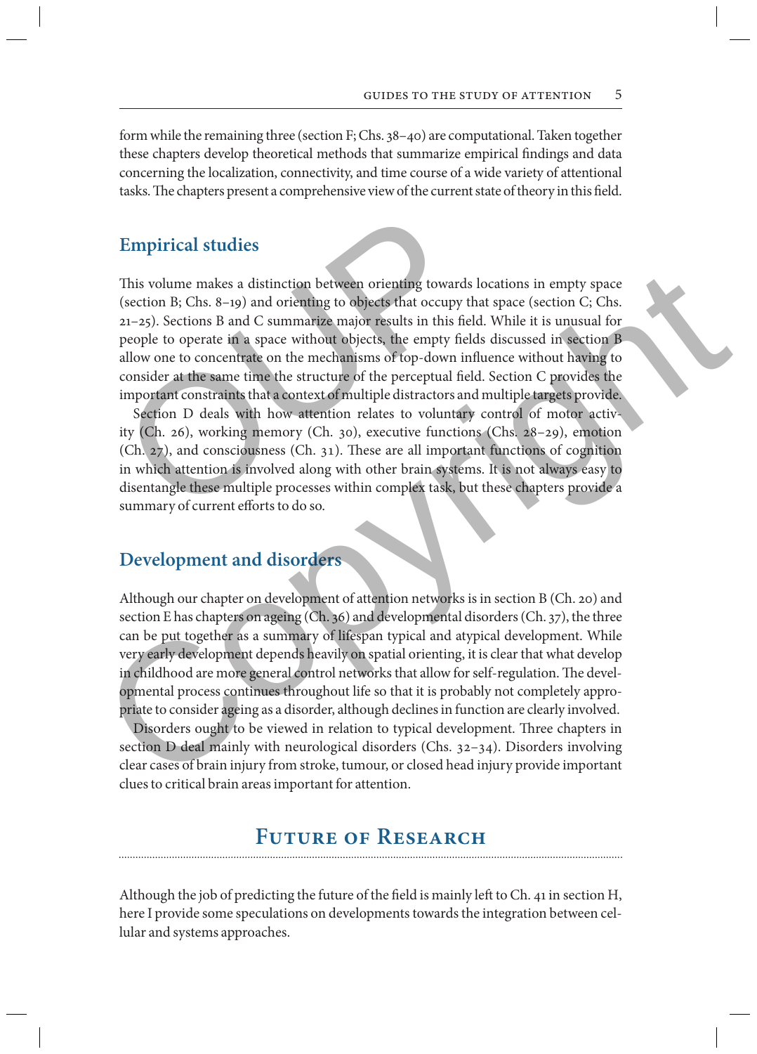form while the remaining three (section F; Chs. 38–40) are computational. Taken together these chapters develop theoretical methods that summarize empirical findings and data concerning the localization, connectivity, and time course of a wide variety of attentional tasks. The chapters present a comprehensive view of the current state of theory in this field.

### Empirical studies

This volume makes a distinction between orienting towards locations in empty space (section B; Chs. 8–19) and orienting to objects that occupy that space (section C; Chs. 21–25). Sections B and C summarize major results in this field. While it is unusual for people to operate in a space without objects, the empty fields discussed in section B allow one to concentrate on the mechanisms of top-down influence without having to consider at the same time the structure of the perceptual field. Section C provides the important constraints that a context of multiple distractors and multiple targets provide.

Section D deals with how attention relates to voluntary control of motor activity (Ch. 26), working memory (Ch. 30), executive functions (Chs. 28–29), emotion (Ch. 27), and consciousness (Ch. 31). These are all important functions of cognition in which attention is involved along with other brain systems. It is not always easy to disentangle these multiple processes within complex task, but these chapters provide a summary of current efforts to do so.

### Development and disorders

Although our chapter on development of attention networks is in section B (Ch. 20) and section E has chapters on ageing (Ch. 36) and developmental disorders (Ch. 37), the three can be put together as a summary of lifespan typical and atypical development. While very early development depends heavily on spatial orienting, it is clear that what develop in childhood are more general control networks that allow for self-regulation. The developmental process continues throughout life so that it is probably not completely appropriate to consider ageing as a disorder, although declines in function are clearly involved.

Disorders ought to be viewed in relation to typical development. Three chapters in section D deal mainly with neurological disorders (Chs. 32–34). Disorders involving clear cases of brain injury from stroke, tumour, or closed head injury provide important clues to critical brain areas important for attention.

## Future of Research

Although the job of predicting the future of the field is mainly left to Ch. 41 in section H, here I provide some speculations on developments towards the integration between cellular and systems approaches.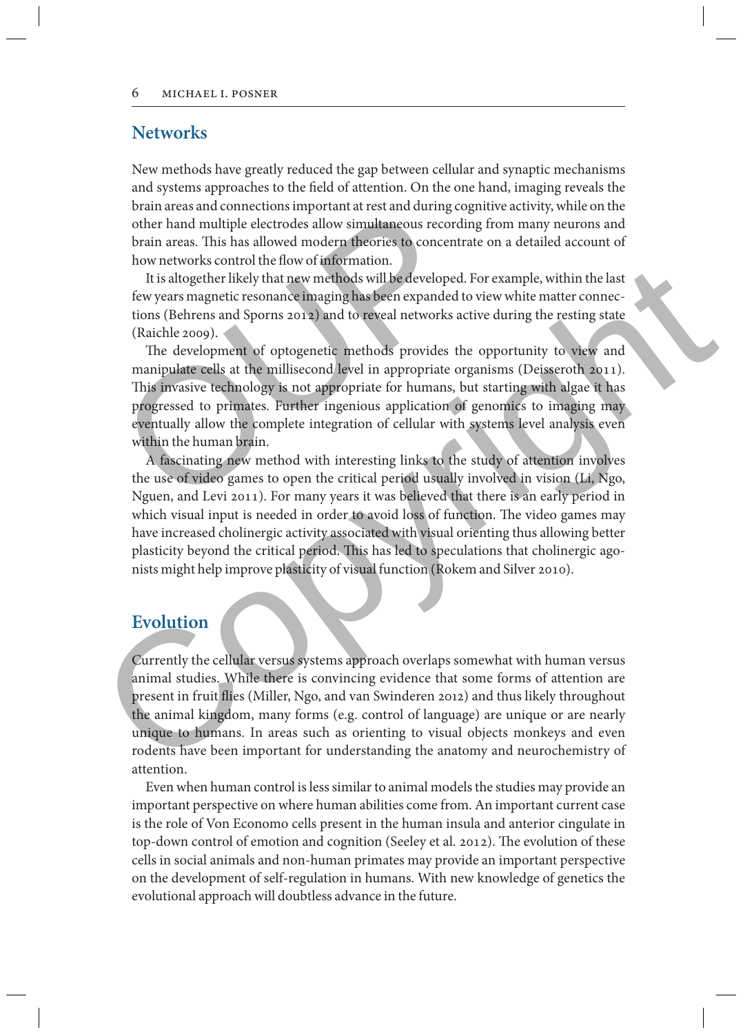## Networks

New methods have greatly reduced the gap between cellular and synaptic mechanisms and systems approaches to the field of attention. On the one hand, imaging reveals the brain areas and connections important at rest and during cognitive activity, while on the other hand multiple electrodes allow simultaneous recording from many neurons and brain areas. This has allowed modern theories to concentrate on a detailed account of how networks control the flow of information.

It is altogether likely that new methods will be developed. For example, within the last few years magnetic resonance imaging has been expanded to view white matter connections (Behrens and Sporns 2012) and to reveal networks active during the resting state (Raichle 2009).

The development of optogenetic methods provides the opportunity to view and manipulate cells at the millisecond level in appropriate organisms (Deisseroth 2011). This invasive technology is not appropriate for humans, but starting with algae it has progressed to primates. Further ingenious application of genomics to imaging may eventually allow the complete integration of cellular with systems level analysis even within the human brain.

A fascinating new method with interesting links to the study of attention involves the use of video games to open the critical period usually involved in vision (Li, Ngo, Nguen, and Levi 2011). For many years it was believed that there is an early period in which visual input is needed in order to avoid loss of function. The video games may have increased cholinergic activity associated with visual orienting thus allowing better plasticity beyond the critical period. This has led to speculations that cholinergic agonists might help improve plasticity of visual function (Rokem and Silver 2010).

## Evolution

Currently the cellular versus systems approach overlaps somewhat with human versus animal studies. While there is convincing evidence that some forms of attention are present in fruit flies (Miller, Ngo, and van Swinderen 2012) and thus likely throughout the animal kingdom, many forms (e.g. control of language) are unique or are nearly unique to humans. In areas such as orienting to visual objects monkeys and even rodents have been important for understanding the anatomy and neurochemistry of attention.

Even when human control is less similar to animal models the studies may provide an important perspective on where human abilities come from. An important current case is the role of Von Economo cells present in the human insula and anterior cingulate in top-down control of emotion and cognition (Seeley et al. 2012). The evolution of these cells in social animals and non-human primates may provide an important perspective on the development of self-regulation in humans. With new knowledge of genetics the evolutional approach will doubtless advance in the future.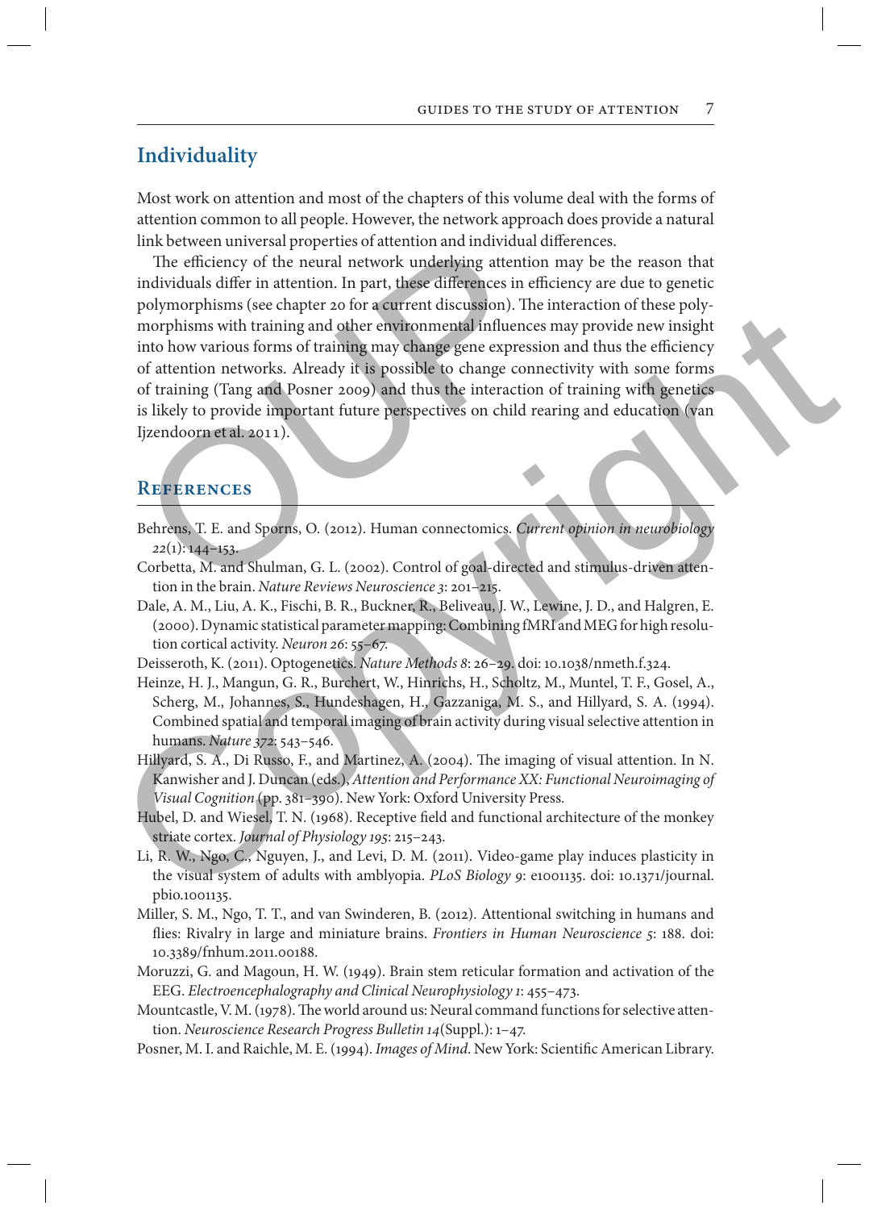## Individuality

Most work on attention and most of the chapters of this volume deal with the forms of attention common to all people. However, the network approach does provide a natural link between universal properties of attention and individual differences.

The efficiency of the neural network underlying attention may be the reason that individuals differ in attention. In part, these differences in efficiency are due to genetic polymorphisms (see chapter 20 for a current discussion). The interaction of these polymorphisms with training and other environmental influences may provide new insight into how various forms of training may change gene expression and thus the efficiency of attention networks. Already it is possible to change connectivity with some forms of training (Tang and Posner 2009) and thus the interaction of training with genetics is likely to provide important future perspectives on child rearing and education (van Ijzendoorn et al. 2011).

## References

Behrens, T. E. and Sporns, O. (2012). Human connectomics. *Current opinion in neurobiology 22*(1): 144–153.

Corbetta, M. and Shulman, G. L. (2002). Control of goal-directed and stimulus-driven attention in the brain. *Nature Reviews Neuroscience 3*: 201–215.

Dale, A. M., Liu, A. K., Fischi, B. R., Buckner, R., Beliveau, J. W., Lewine, J. D., and Halgren, E. (2000). Dynamic statistical parameter mapping: Combining fMRI and MEG for high resolution cortical activity. *Neuron 26*: 55–67.

Deisseroth, K. (2011). Optogenetics. *Nature Methods 8*: 26–29. doi: 10.1038/nmeth.f.324.

Heinze, H. J., Mangun, G. R., Burchert, W., Hinrichs, H., Scholtz, M., Muntel, T. F., Gosel, A., Scherg, M., Johannes, S., Hundeshagen, H., Gazzaniga, M. S., and Hillyard, S. A. (1994). Combined spatial and temporal imaging of brain activity during visual selective attention in humans. *Nature 372*: 543–546.

Hillyard, S. A., Di Russo, F., and Martinez, A. (2004). The imaging of visual attention. In N. Kanwisher and J. Duncan (eds.), *Attention and Performance XX: Functional Neuroimaging of Visual Cognition* (pp. 381–390). New York: Oxford University Press.

Hubel, D. and Wiesel, T. N. (1968). Receptive field and functional architecture of the monkey striate cortex. *Journal of Physiology 195*: 215–243.

Li, R. W., Ngo, C., Nguyen, J., and Levi, D. M. (2011). Video-game play induces plasticity in the visual system of adults with amblyopia. *PLoS Biology 9*: e1001135. doi: 10.1371/journal.pbio.1001135.

Miller, S. M., Ngo, T. T., and van Swinderen, B. (2012). Attentional switching in humans and flies: Rivalry in large and miniature brains. *Frontiers in Human Neuroscience 5*: 188. doi: 10.3389/fnhum.2011.00188.

Moruzzi, G. and Magoun, H. W. (1949). Brain stem reticular formation and activation of the EEG. *Electroencephalography and Clinical Neurophysiology 1*: 455–473.

Mountcastle, V. M. (1978). The world around us: Neural command functions for selective attention. *Neuroscience Research Progress Bulletin 14*(Suppl.): 1–47.

Posner, M. I. and Raichle, M. E. (1994). *Images of Mind*. New York: Scientific American Library.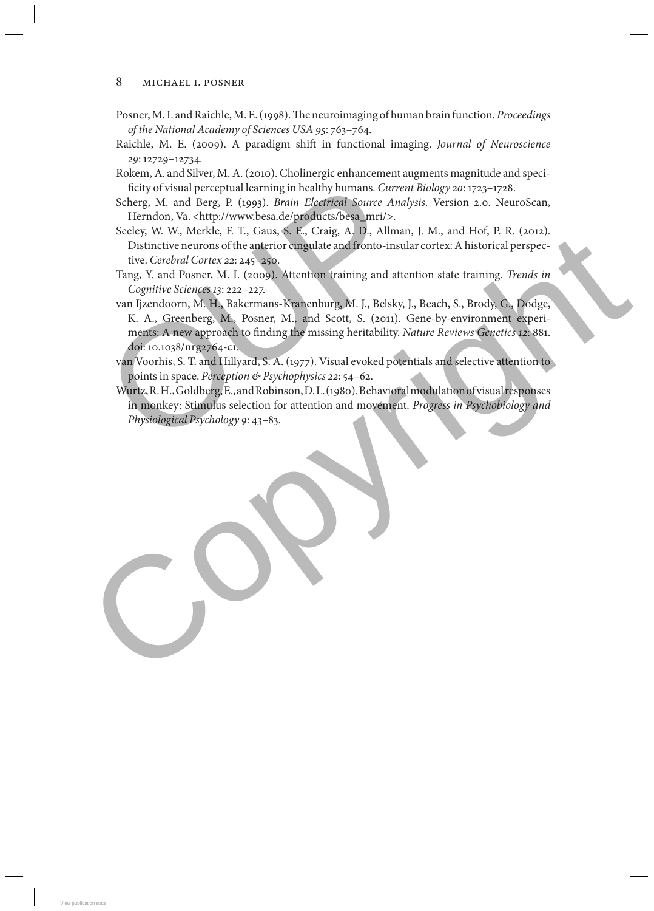Posner, M. I. and Raichle, M. E. (1998). The neuroimaging of human brain function. *Proceedings of the National Academy of Sciences USA 95*: 763–764.

Raichle, M. E. (2009). A paradigm shift in functional imaging. *Journal of Neuroscience 29*: 12729–12734.

Rokem, A. and Silver, M. A. (2010). Cholinergic enhancement augments magnitude and specificity of visual perceptual learning in healthy humans. *Current Biology 20*: 1723–1728.

Scherg, M. and Berg, P. (1993). *Brain Electrical Source Analysis*. Version 2.0. NeuroScan, Herndon, Va. <http://www.besa.de/products/besa_mri/>.

Seeley, W. W., Merkle, F. T., Gaus, S. E., Craig, A. D., Allman, J. M., and Hof, P. R. (2012). Distinctive neurons of the anterior cingulate and fronto-insular cortex: A historical perspective. *Cerebral Cortex 22*: 245–250.

Tang, Y. and Posner, M. I. (2009). Attention training and attention state training. *Trends in Cognitive Sciences 13*: 222–227.

van Ijzendoorn, M. H., Bakermans-Kranenburg, M. J., Belsky, J., Beach, S., Brody, G., Dodge, K. A., Greenberg, M., Posner, M., and Scott, S. (2011). Gene-by-environment experiments: A new approach to finding the missing heritability. *Nature Reviews Genetics 12*: 881. doi: 10.1038/nrg2764-c1.

van Voorhis, S. T. and Hillyard, S. A. (1977). Visual evoked potentials and selective attention to points in space. *Perception & Psychophysics 22*: 54–62.

Wurtz, R. H., Goldberg, E., and Robinson, D. L. (1980). Behavioral modulation of visual responses in monkey: Stimulus selection for attention and movement. *Progress in Psychobiology and Physiological Psychology 9*: 43–83.